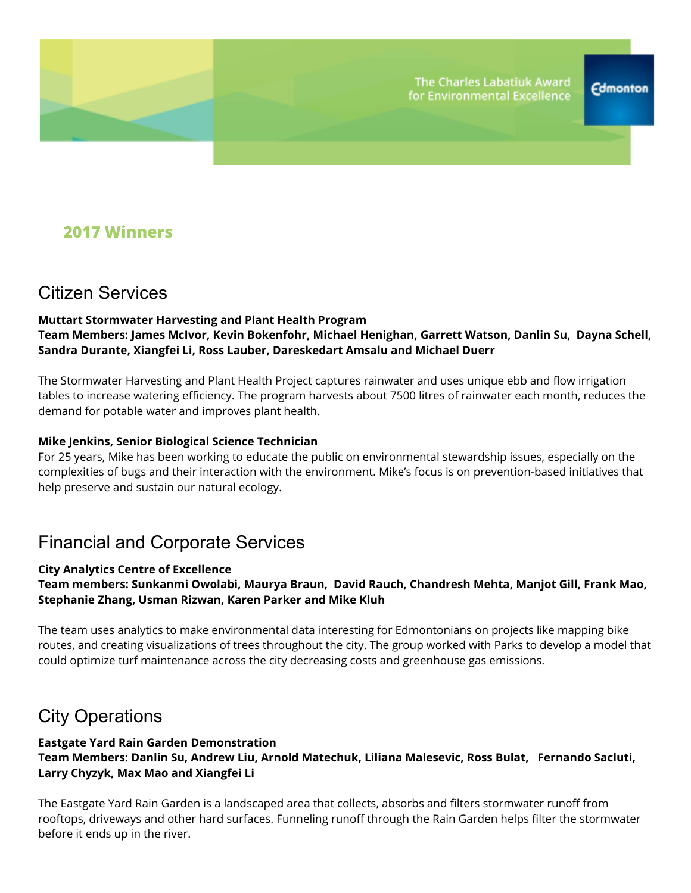The Charles Labatiuk Award for Environmental Excellence

Edmonton

# 2017 Winners

## Citizen Services

**Muttart Stormwater Harvesting and Plant Health Program**
**Team Members: James McIvor, Kevin Bokenfohr, Michael Henighan, Garrett Watson, Danlin Su, Dayna Schell, Sandra Durante, Xiangfei Li, Ross Lauber, Dareskedart Amsalu and Michael Duerr**

The Stormwater Harvesting and Plant Health Project captures rainwater and uses unique ebb and flow irrigation tables to increase watering efficiency. The program harvests about 7500 litres of rainwater each month, reduces the demand for potable water and improves plant health.

**Mike Jenkins, Senior Biological Science Technician**
For 25 years, Mike has been working to educate the public on environmental stewardship issues, especially on the complexities of bugs and their interaction with the environment. Mike's focus is on prevention-based initiatives that help preserve and sustain our natural ecology.

## Financial and Corporate Services

**City Analytics Centre of Excellence**
**Team members: Sunkanmi Owolabi, Maurya Braun, David Rauch, Chandresh Mehta, Manjot Gill, Frank Mao, Stephanie Zhang, Usman Rizwan, Karen Parker and Mike Kluh**

The team uses analytics to make environmental data interesting for Edmontonians on projects like mapping bike routes, and creating visualizations of trees throughout the city. The group worked with Parks to develop a model that could optimize turf maintenance across the city decreasing costs and greenhouse gas emissions.

## City Operations

**Eastgate Yard Rain Garden Demonstration**
**Team Members: Danlin Su, Andrew Liu, Arnold Matechuk, Liliana Malesevic, Ross Bulat, Fernando Sacluti, Larry Chyzyk, Max Mao and Xiangfei Li**

The Eastgate Yard Rain Garden is a landscaped area that collects, absorbs and filters stormwater runoff from rooftops, driveways and other hard surfaces. Funneling runoff through the Rain Garden helps filter the stormwater before it ends up in the river.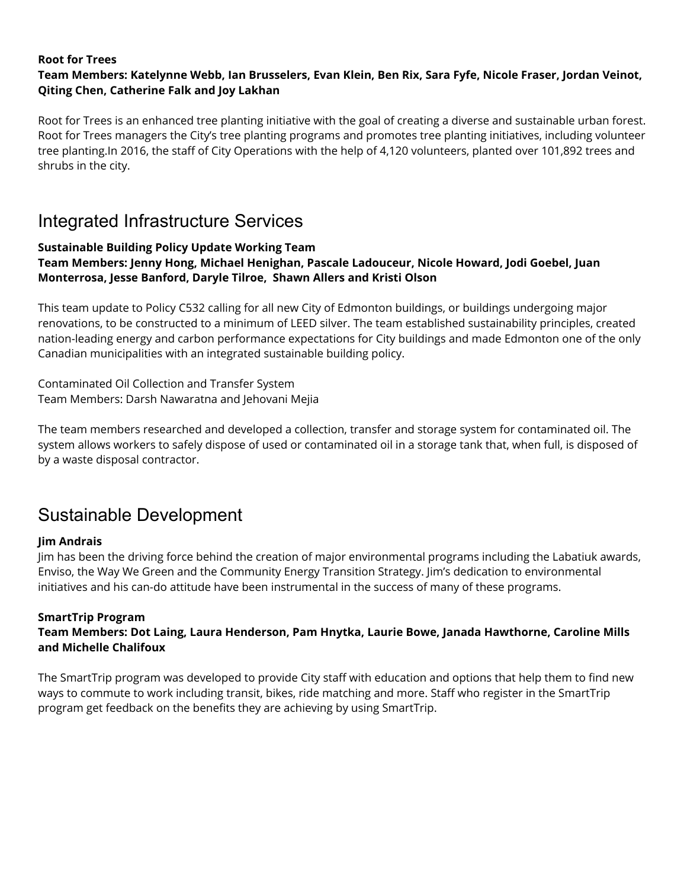**Root for Trees**
**Team Members: Katelynne Webb, Ian Brusselers, Evan Klein, Ben Rix, Sara Fyfe, Nicole Fraser, Jordan Veinot, Qiting Chen, Catherine Falk and Joy Lakhan**

Root for Trees is an enhanced tree planting initiative with the goal of creating a diverse and sustainable urban forest. Root for Trees managers the City's tree planting programs and promotes tree planting initiatives, including volunteer tree planting.In 2016, the staff of City Operations with the help of 4,120 volunteers, planted over 101,892 trees and shrubs in the city.

## Integrated Infrastructure Services

**Sustainable Building Policy Update Working Team**
**Team Members: Jenny Hong, Michael Henighan, Pascale Ladouceur, Nicole Howard, Jodi Goebel, Juan Monterrosa, Jesse Banford, Daryle Tilroe, Shawn Allers and Kristi Olson**

This team update to Policy C532 calling for all new City of Edmonton buildings, or buildings undergoing major renovations, to be constructed to a minimum of LEED silver. The team established sustainability principles, created nation-leading energy and carbon performance expectations for City buildings and made Edmonton one of the only Canadian municipalities with an integrated sustainable building policy.

Contaminated Oil Collection and Transfer System
Team Members: Darsh Nawaratna and Jehovani Mejia

The team members researched and developed a collection, transfer and storage system for contaminated oil. The system allows workers to safely dispose of used or contaminated oil in a storage tank that, when full, is disposed of by a waste disposal contractor.

## Sustainable Development

**Jim Andrais**
Jim has been the driving force behind the creation of major environmental programs including the Labatiuk awards, Enviso, the Way We Green and the Community Energy Transition Strategy. Jim's dedication to environmental initiatives and his can-do attitude have been instrumental in the success of many of these programs.

**SmartTrip Program**
**Team Members: Dot Laing, Laura Henderson, Pam Hnytka, Laurie Bowe, Janada Hawthorne, Caroline Mills and Michelle Chalifoux**

The SmartTrip program was developed to provide City staff with education and options that help them to find new ways to commute to work including transit, bikes, ride matching and more. Staff who register in the SmartTrip program get feedback on the benefits they are achieving by using SmartTrip.